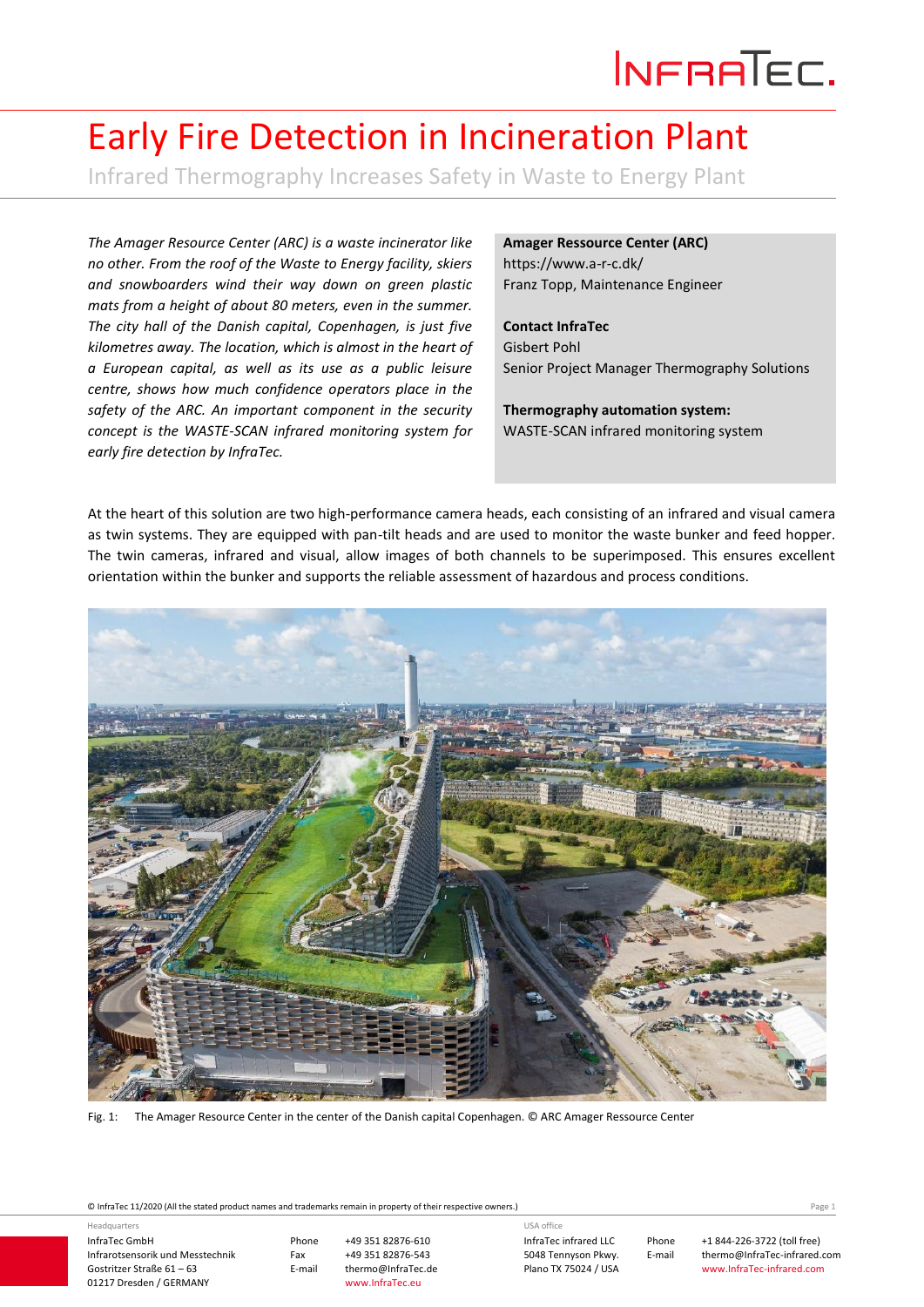# Early Fire Detection in Incineration Plant

Infrared Thermography Increases Safety in Waste to Energy Plant

*The Amager Resource Center (ARC) is a waste incinerator like no other. From the roof of the Waste to Energy facility, skiers and snowboarders wind their way down on green plastic mats from a height of about 80 meters, even in the summer. The city hall of the Danish capital, Copenhagen, is just five kilometres away. The location, which is almost in the heart of a European capital, as well as its use as a public leisure centre, shows how much confidence operators place in the safety of the ARC. An important component in the security concept is the WASTE-SCAN infrared monitoring system for early fire detection by InfraTec.*

**Amager Ressource Center (ARC)**
https://www.a-r-c.dk/
Franz Topp, Maintenance Engineer

**Contact InfraTec**
Gisbert Pohl
Senior Project Manager Thermography Solutions

**Thermography automation system:**
WASTE-SCAN infrared monitoring system

At the heart of this solution are two high-performance camera heads, each consisting of an infrared and visual camera as twin systems. They are equipped with pan-tilt heads and are used to monitor the waste bunker and feed hopper. The twin cameras, infrared and visual, allow images of both channels to be superimposed. This ensures excellent orientation within the bunker and supports the reliable assessment of hazardous and process conditions.

Fig. 1: The Amager Resource Center in the center of the Danish capital Copenhagen. © ARC Amager Ressource Center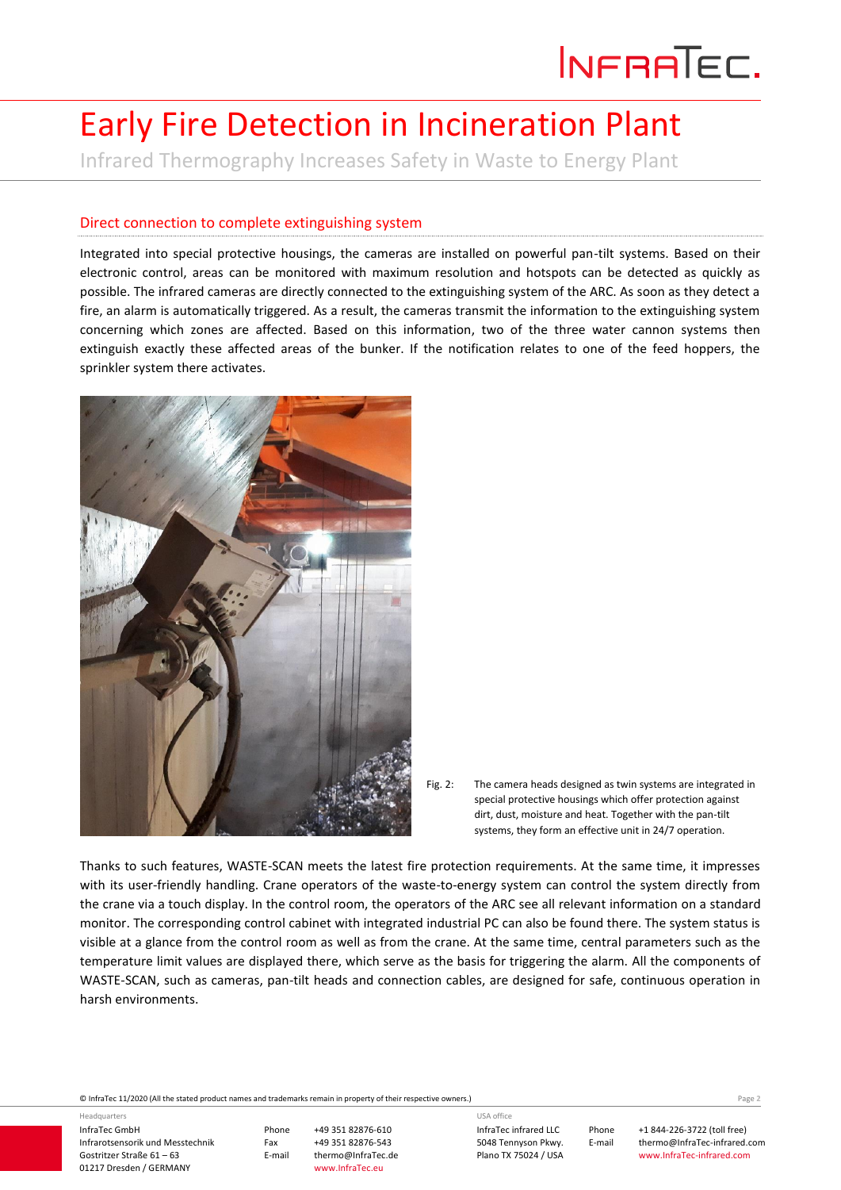## Direct connection to complete extinguishing system

Integrated into special protective housings, the cameras are installed on powerful pan-tilt systems. Based on their electronic control, areas can be monitored with maximum resolution and hotspots can be detected as quickly as possible. The infrared cameras are directly connected to the extinguishing system of the ARC. As soon as they detect a fire, an alarm is automatically triggered. As a result, the cameras transmit the information to the extinguishing system concerning which zones are affected. Based on this information, two of the three water cannon systems then extinguish exactly these affected areas of the bunker. If the notification relates to one of the feed hoppers, the sprinkler system there activates.

Fig. 2: The camera heads designed as twin systems are integrated in special protective housings which offer protection against dirt, dust, moisture and heat. Together with the pan-tilt systems, they form an effective unit in 24/7 operation.

Thanks to such features, WASTE-SCAN meets the latest fire protection requirements. At the same time, it impresses with its user-friendly handling. Crane operators of the waste-to-energy system can control the system directly from the crane via a touch display. In the control room, the operators of the ARC see all relevant information on a standard monitor. The corresponding control cabinet with integrated industrial PC can also be found there. The system status is visible at a glance from the control room as well as from the crane. At the same time, central parameters such as the temperature limit values are displayed there, which serve as the basis for triggering the alarm. All the components of WASTE-SCAN, such as cameras, pan-tilt heads and connection cables, are designed for safe, continuous operation in harsh environments.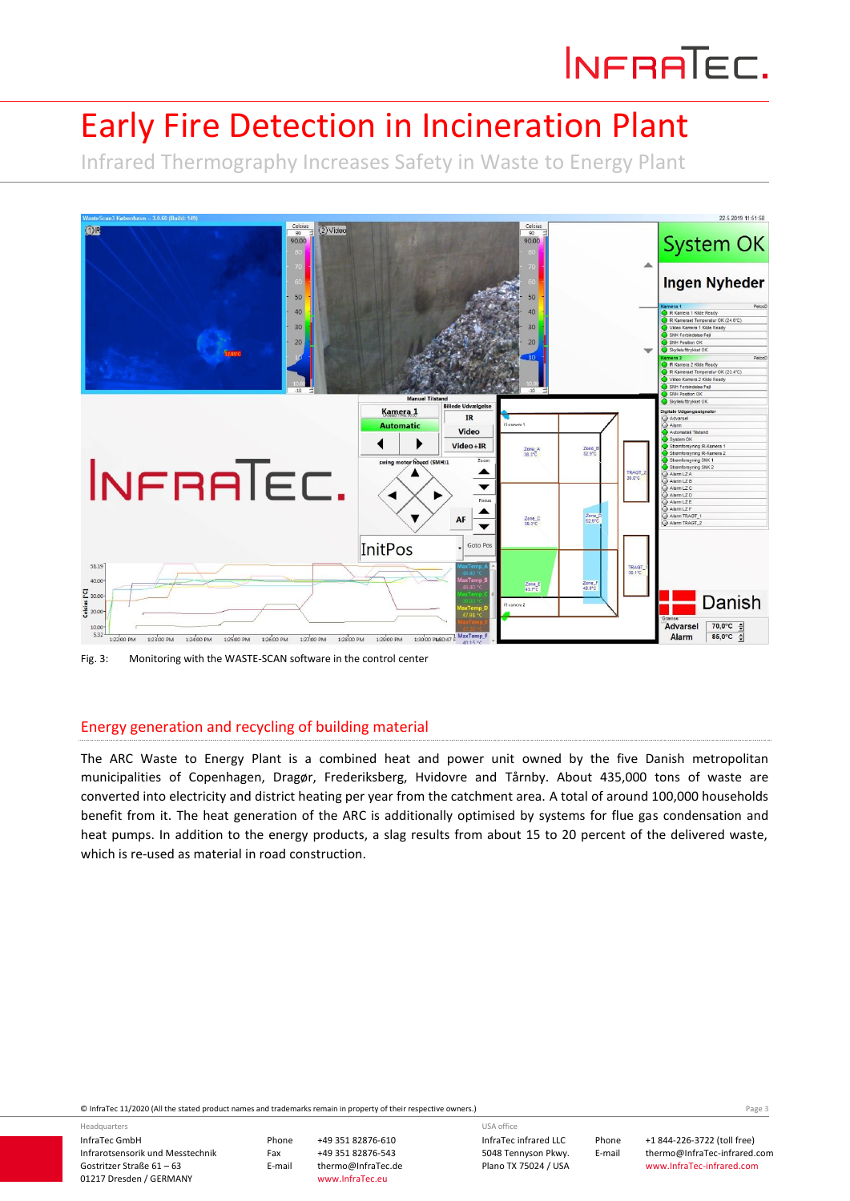# Early Fire Detection in Incineration Plant

Infrared Thermography Increases Safety in Waste to Energy Plant

Fig. 3: Monitoring with the WASTE-SCAN software in the control center

## Energy generation and recycling of building material

The ARC Waste to Energy Plant is a combined heat and power unit owned by the five Danish metropolitan municipalities of Copenhagen, Dragør, Frederiksberg, Hvidovre and Tårnby. About 435,000 tons of waste are converted into electricity and district heating per year from the catchment area. A total of around 100,000 households benefit from it. The heat generation of the ARC is additionally optimised by systems for flue gas condensation and heat pumps. In addition to the energy products, a slag results from about 15 to 20 percent of the delivered waste, which is re-used as material in road construction.

© InfraTec 11/2020 (All the stated product names and trademarks remain in property of their respective owners.)

Headquarters
InfraTec GmbH
Infrarotsensorik und Messtechnik
Gostritzer Straße 61 – 63
01217 Dresden / GERMANY

Phone +49 351 82876-610
Fax +49 351 82876-543
E-mail thermo@InfraTec.de
www.InfraTec.eu

USA office
InfraTec infrared LLC
5048 Tennyson Pkwy.
Plano TX 75024 / USA

Phone +1 844-226-3722 (toll free)
E-mail thermo@InfraTec-infrared.com
www.InfraTec-infrared.com